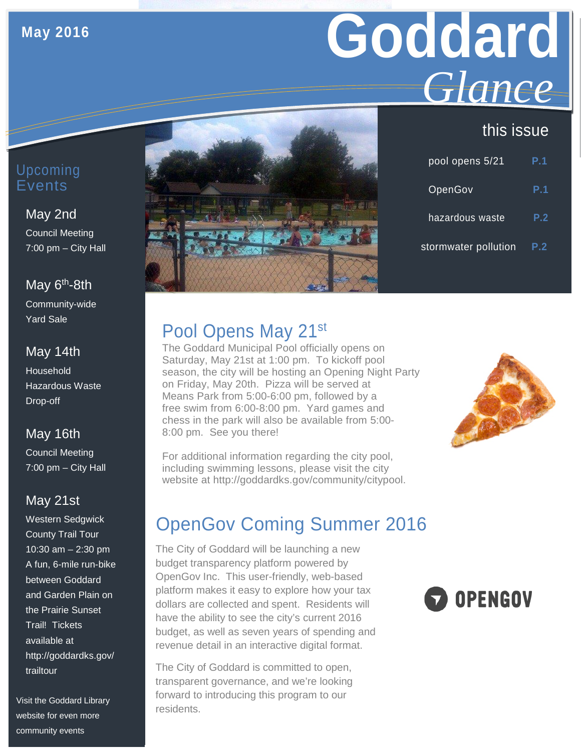May 2016

# Goddard *Glance*

## this issue

| | |
|---|---|
| pool opens 5/21 | P.1 |
| OpenGov | P.1 |
| hazardous waste | P.2 |
| stormwater pollution | P.2 |

## Upcoming Events

**May 2nd**
Council Meeting
7:00 pm – City Hall

**May 6th-8th**
Community-wide Yard Sale

**May 14th**
Household Hazardous Waste Drop-off

**May 16th**
Council Meeting
7:00 pm – City Hall

**May 21st**
Western Sedgwick County Trail Tour
10:30 am – 2:30 pm
A fun, 6-mile run-bike between Goddard and Garden Plain on the Prairie Sunset Trail! Tickets available at http://goddardks.gov/trailtour

Visit the Goddard Library website for even more community events

## Pool Opens May 21st

The Goddard Municipal Pool officially opens on Saturday, May 21st at 1:00 pm. To kickoff pool season, the city will be hosting an Opening Night Party on Friday, May 20th. Pizza will be served at Means Park from 5:00-6:00 pm, followed by a free swim from 6:00-8:00 pm. Yard games and chess in the park will also be available from 5:00-8:00 pm. See you there!

For additional information regarding the city pool, including swimming lessons, please visit the city website at http://goddardks.gov/community/citypool.

## OpenGov Coming Summer 2016

The City of Goddard will be launching a new budget transparency platform powered by OpenGov Inc. This user-friendly, web-based platform makes it easy to explore how your tax dollars are collected and spent. Residents will have the ability to see the city's current 2016 budget, as well as seven years of spending and revenue detail in an interactive digital format.

The City of Goddard is committed to open, transparent governance, and we're looking forward to introducing this program to our residents.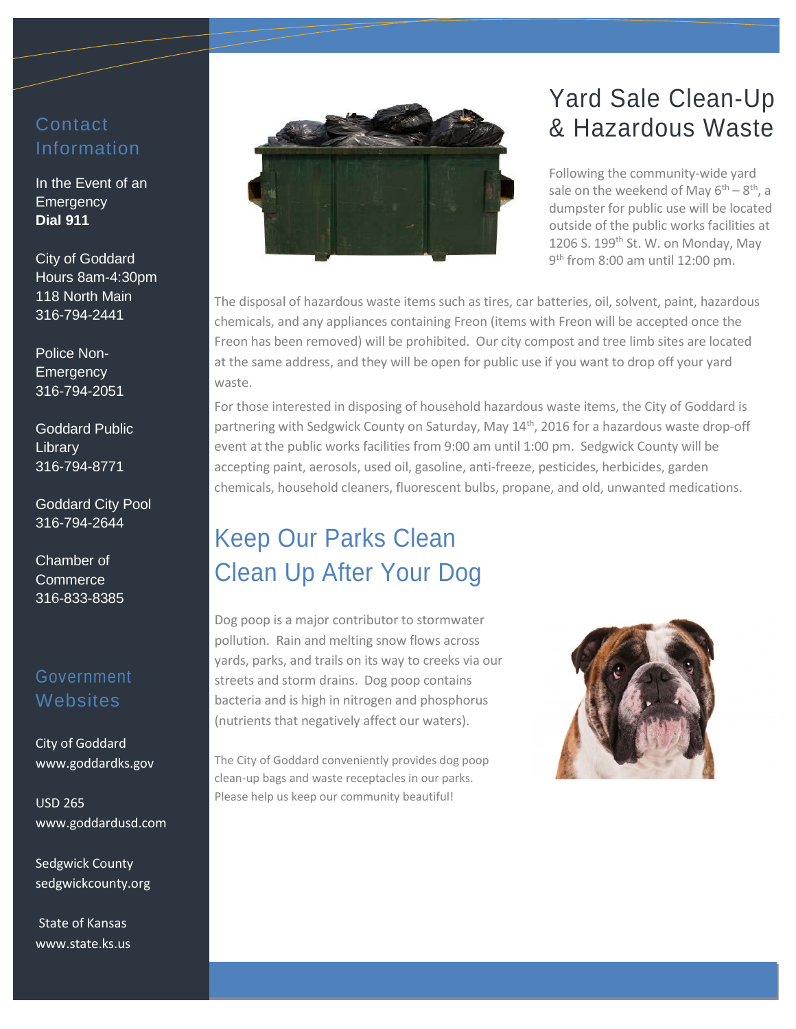## Contact Information

In the Event of an Emergency
**Dial 911**

City of Goddard
Hours 8am-4:30pm
118 North Main
316-794-2441

Police Non-Emergency
316-794-2051

Goddard Public Library
316-794-8771

Goddard City Pool
316-794-2644

Chamber of Commerce
316-833-8385

## Government Websites

City of Goddard
www.goddardks.gov

USD 265
www.goddardusd.com

Sedgwick County
sedgwickcounty.org

State of Kansas
www.state.ks.us

# Yard Sale Clean-Up & Hazardous Waste

Following the community-wide yard sale on the weekend of May 6th – 8th, a dumpster for public use will be located outside of the public works facilities at 1206 S. 199th St. W. on Monday, May 9th from 8:00 am until 12:00 pm.

The disposal of hazardous waste items such as tires, car batteries, oil, solvent, paint, hazardous chemicals, and any appliances containing Freon (items with Freon will be accepted once the Freon has been removed) will be prohibited. Our city compost and tree limb sites are located at the same address, and they will be open for public use if you want to drop off your yard waste.

For those interested in disposing of household hazardous waste items, the City of Goddard is partnering with Sedgwick County on Saturday, May 14th, 2016 for a hazardous waste drop-off event at the public works facilities from 9:00 am until 1:00 pm. Sedgwick County will be accepting paint, aerosols, used oil, gasoline, anti-freeze, pesticides, herbicides, garden chemicals, household cleaners, fluorescent bulbs, propane, and old, unwanted medications.

# Keep Our Parks Clean Clean Up After Your Dog

Dog poop is a major contributor to stormwater pollution. Rain and melting snow flows across yards, parks, and trails on its way to creeks via our streets and storm drains. Dog poop contains bacteria and is high in nitrogen and phosphorus (nutrients that negatively affect our waters).

The City of Goddard conveniently provides dog poop clean-up bags and waste receptacles in our parks. Please help us keep our community beautiful!